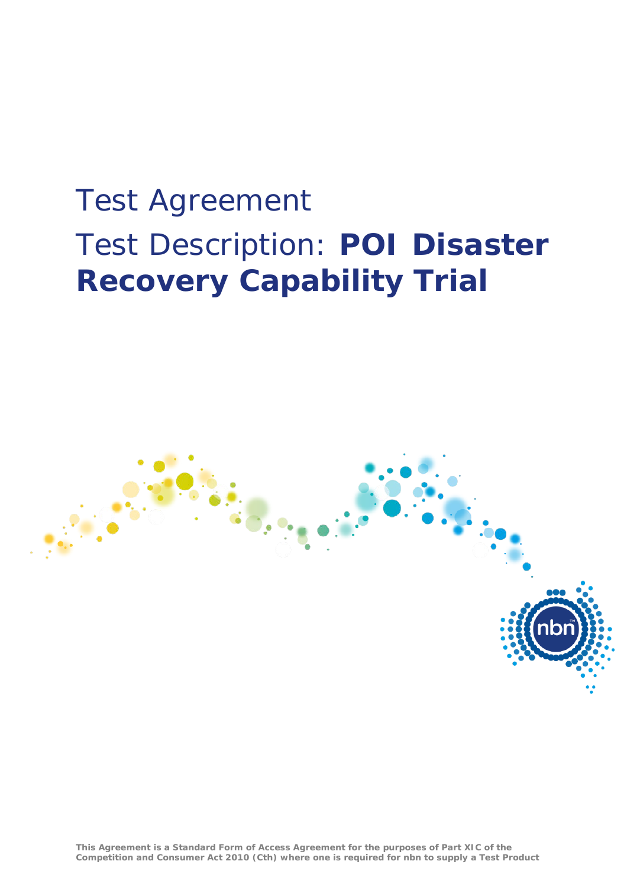# Test Agreement

# Test Description: **POI Disaster Recovery Capability Trial**

**This Agreement is a Standard Form of Access Agreement for the purposes of Part XIC of the Competition and Consumer Act 2010 (Cth) where one is required for nbn to supply a Test Product**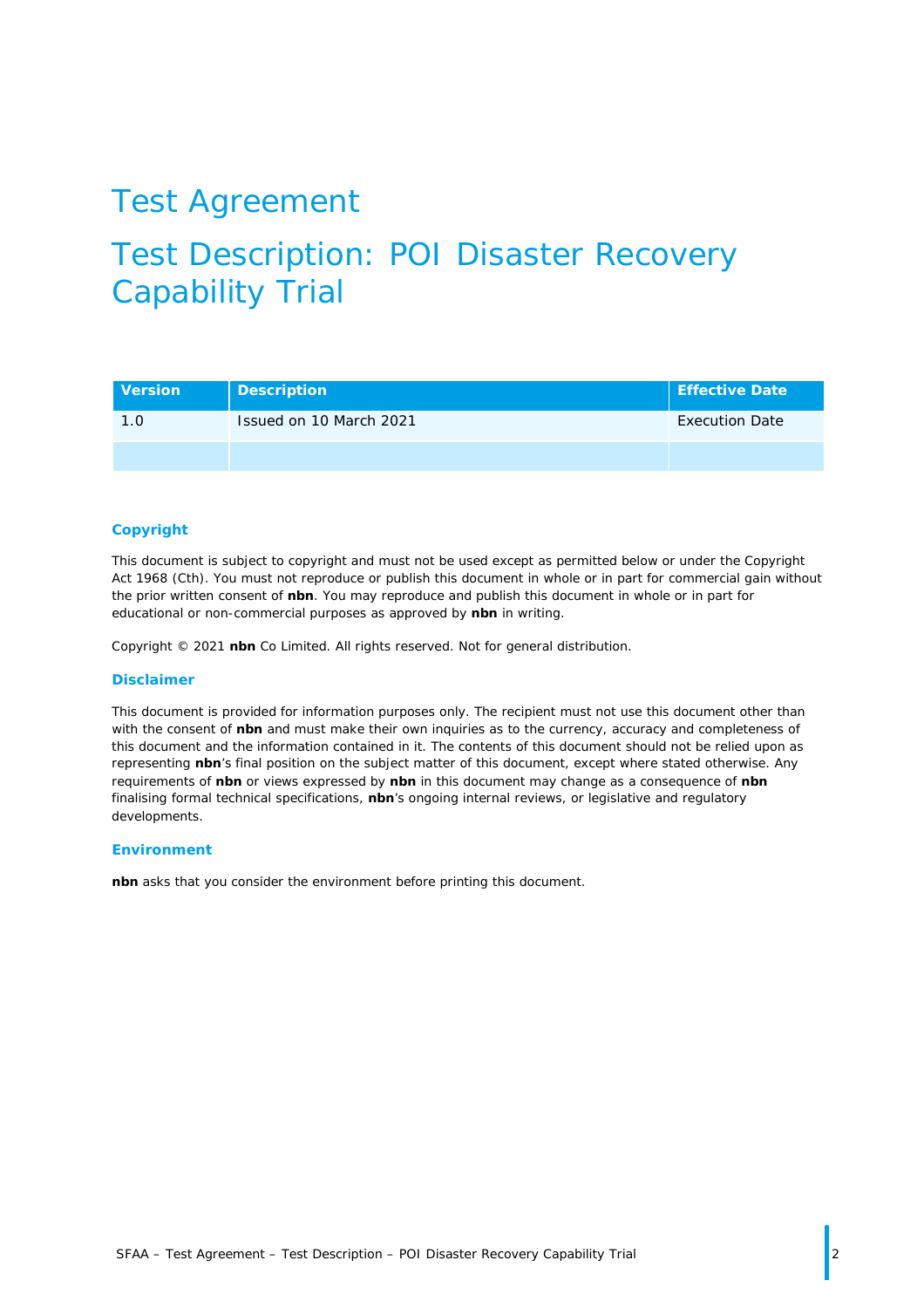# Test Agreement

# Test Description: POI Disaster Recovery Capability Trial

| Version | Description | Effective Date |
|---|---|---|
| 1.0 | Issued on 10 March 2021 | Execution Date |
| | | |

### Copyright

This document is subject to copyright and must not be used except as permitted below or under the Copyright Act 1968 (Cth). You must not reproduce or publish this document in whole or in part for commercial gain without the prior written consent of **nbn**. You may reproduce and publish this document in whole or in part for educational or non-commercial purposes as approved by **nbn** in writing.

Copyright © 2021 **nbn** Co Limited. All rights reserved. Not for general distribution.

### Disclaimer

This document is provided for information purposes only. The recipient must not use this document other than with the consent of **nbn** and must make their own inquiries as to the currency, accuracy and completeness of this document and the information contained in it. The contents of this document should not be relied upon as representing **nbn**'s final position on the subject matter of this document, except where stated otherwise. Any requirements of **nbn** or views expressed by **nbn** in this document may change as a consequence of **nbn** finalising formal technical specifications, **nbn**'s ongoing internal reviews, or legislative and regulatory developments.

### Environment

**nbn** asks that you consider the environment before printing this document.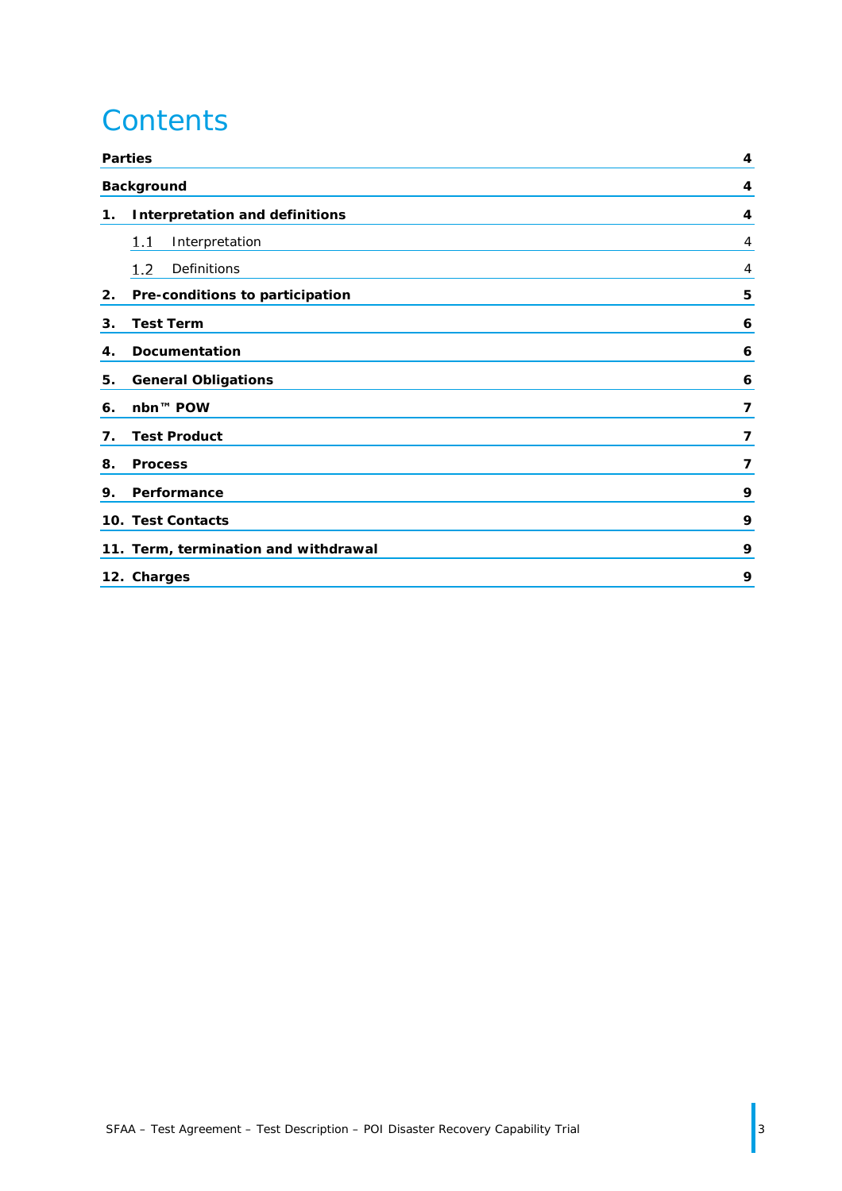# Contents

| | |
|---|---|
| **Parties** | **4** |
| **Background** | **4** |
| **1. Interpretation and definitions** | **4** |
| 1.1 Interpretation | 4 |
| 1.2 Definitions | 4 |
| **2. Pre-conditions to participation** | **5** |
| **3. Test Term** | **6** |
| **4. Documentation** | **6** |
| **5. General Obligations** | **6** |
| **6. nbn™ POW** | **7** |
| **7. Test Product** | **7** |
| **8. Process** | **7** |
| **9. Performance** | **9** |
| **10. Test Contacts** | **9** |
| **11. Term, termination and withdrawal** | **9** |
| **12. Charges** | **9** |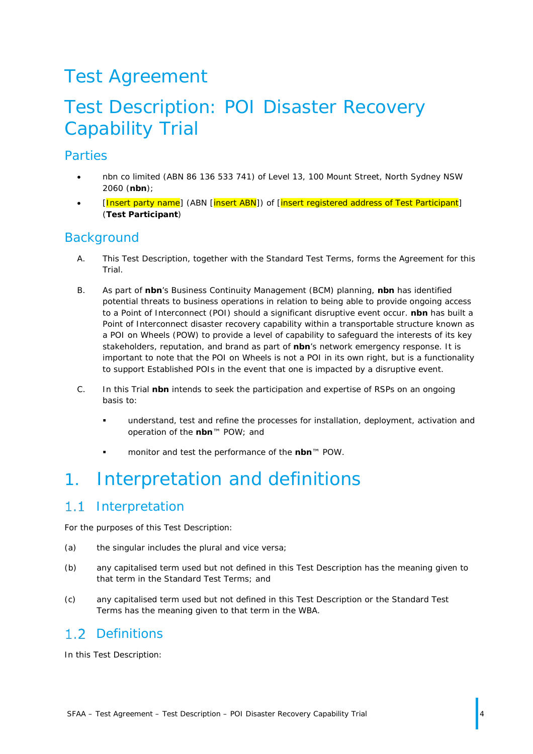# Test Agreement

# Test Description: POI Disaster Recovery Capability Trial

## Parties

- nbn co limited (ABN 86 136 533 741) of Level 13, 100 Mount Street, North Sydney NSW 2060 (**nbn**);
- [Insert party name] (ABN [insert ABN]) of [insert registered address of Test Participant] (**Test Participant**)

## Background

A. This Test Description, together with the Standard Test Terms, forms the Agreement for this Trial.

B. As part of **nbn**'s Business Continuity Management (BCM) planning, **nbn** has identified potential threats to business operations in relation to being able to provide ongoing access to a Point of Interconnect (POI) should a significant disruptive event occur. **nbn** has built a Point of Interconnect disaster recovery capability within a transportable structure known as a POI on Wheels (POW) to provide a level of capability to safeguard the interests of its key stakeholders, reputation, and brand as part of **nbn**'s network emergency response. It is important to note that the POI on Wheels is not a POI in its own right, but is a functionality to support Established POIs in the event that one is impacted by a disruptive event.

C. In this Trial **nbn** intends to seek the participation and expertise of RSPs on an ongoing basis to:

- understand, test and refine the processes for installation, deployment, activation and operation of the **nbn**™ POW; and
- monitor and test the performance of the **nbn**™ POW.

# 1. Interpretation and definitions

## 1.1 Interpretation

For the purposes of this Test Description:

(a) the singular includes the plural and vice versa;

(b) any capitalised term used but not defined in this Test Description has the meaning given to that term in the Standard Test Terms; and

(c) any capitalised term used but not defined in this Test Description or the Standard Test Terms has the meaning given to that term in the WBA.

## 1.2 Definitions

In this Test Description: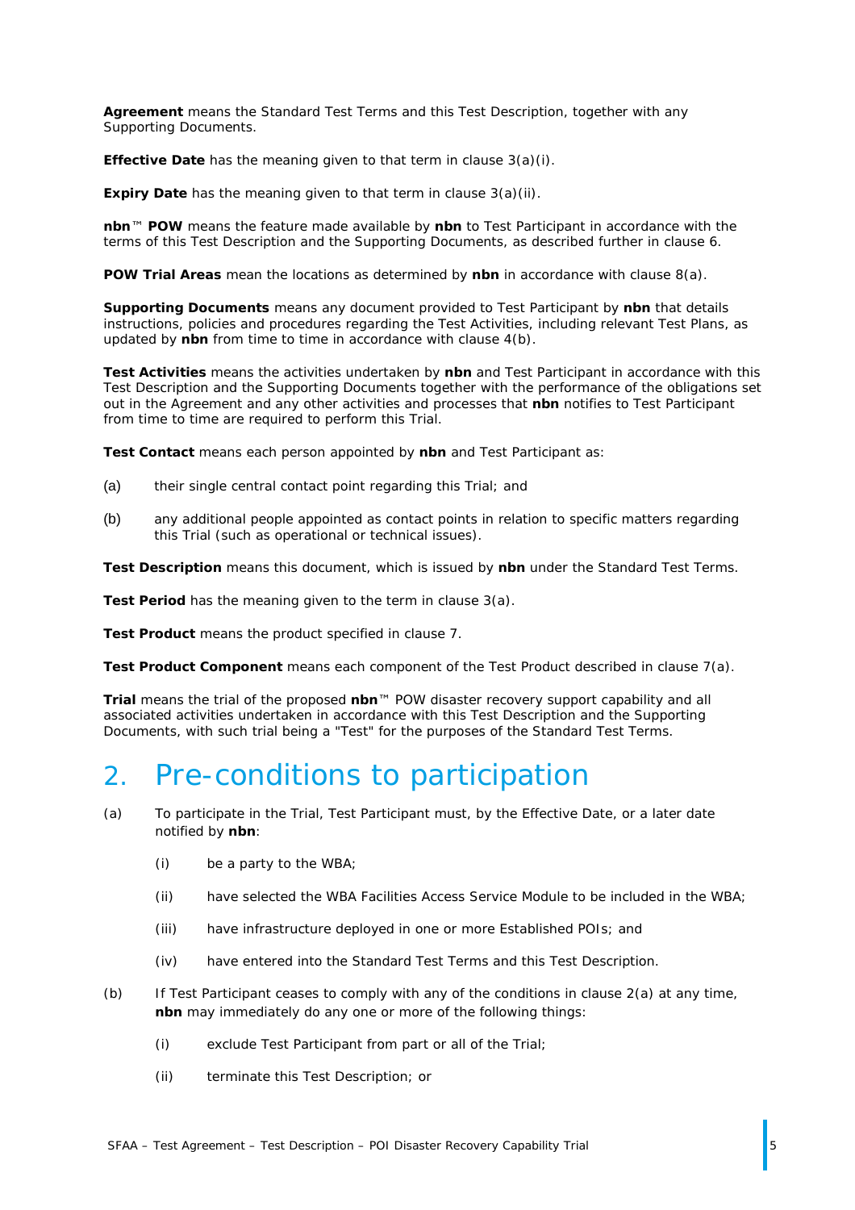**Agreement** means the Standard Test Terms and this Test Description, together with any Supporting Documents.

**Effective Date** has the meaning given to that term in clause 3(a)(i).

**Expiry Date** has the meaning given to that term in clause 3(a)(ii).

**nbn**™ **POW** means the feature made available by **nbn** to Test Participant in accordance with the terms of this Test Description and the Supporting Documents, as described further in clause 6.

**POW Trial Areas** mean the locations as determined by **nbn** in accordance with clause 8(a).

**Supporting Documents** means any document provided to Test Participant by **nbn** that details instructions, policies and procedures regarding the Test Activities, including relevant Test Plans, as updated by **nbn** from time to time in accordance with clause 4(b).

**Test Activities** means the activities undertaken by **nbn** and Test Participant in accordance with this Test Description and the Supporting Documents together with the performance of the obligations set out in the Agreement and any other activities and processes that **nbn** notifies to Test Participant from time to time are required to perform this Trial.

**Test Contact** means each person appointed by **nbn** and Test Participant as:

(a) their single central contact point regarding this Trial; and

(b) any additional people appointed as contact points in relation to specific matters regarding this Trial (such as operational or technical issues).

**Test Description** means this document, which is issued by **nbn** under the Standard Test Terms.

**Test Period** has the meaning given to the term in clause 3(a).

**Test Product** means the product specified in clause 7.

**Test Product Component** means each component of the Test Product described in clause 7(a).

**Trial** means the trial of the proposed **nbn**™ POW disaster recovery support capability and all associated activities undertaken in accordance with this Test Description and the Supporting Documents, with such trial being a "Test" for the purposes of the Standard Test Terms.

# 2. Pre-conditions to participation

(a) To participate in the Trial, Test Participant must, by the Effective Date, or a later date notified by **nbn**:

(i) be a party to the WBA;

(ii) have selected the WBA Facilities Access Service Module to be included in the WBA;

(iii) have infrastructure deployed in one or more Established POIs; and

(iv) have entered into the Standard Test Terms and this Test Description.

(b) If Test Participant ceases to comply with any of the conditions in clause 2(a) at any time, **nbn** may immediately do any one or more of the following things:

(i) exclude Test Participant from part or all of the Trial;

(ii) terminate this Test Description; or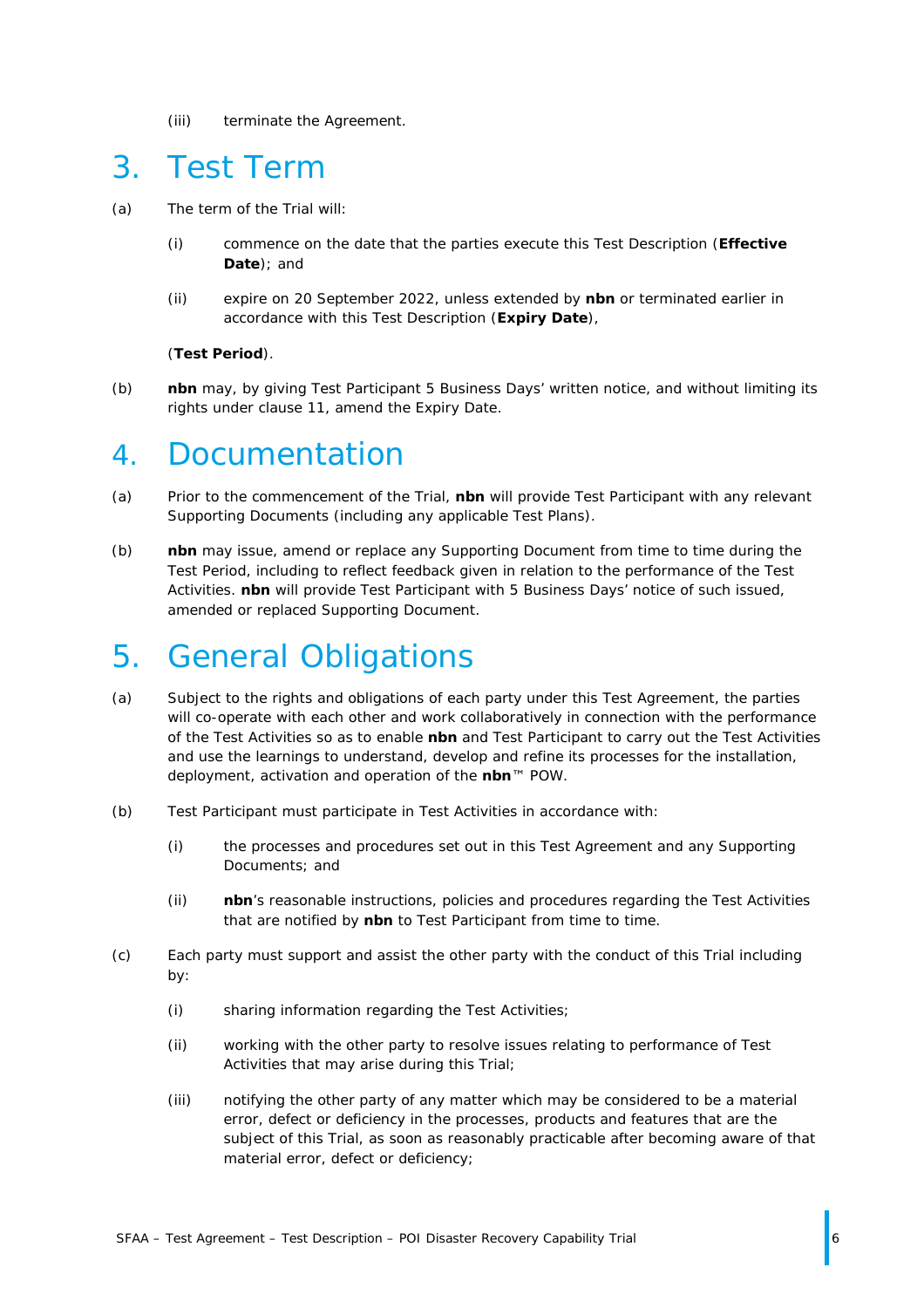(iii) terminate the Agreement.

# 3. Test Term

(a) The term of the Trial will:

(i) commence on the date that the parties execute this Test Description (**Effective Date**); and

(ii) expire on 20 September 2022, unless extended by **nbn** or terminated earlier in accordance with this Test Description (**Expiry Date**),

(**Test Period**).

(b) **nbn** may, by giving Test Participant 5 Business Days' written notice, and without limiting its rights under clause 11, amend the Expiry Date.

# 4. Documentation

(a) Prior to the commencement of the Trial, **nbn** will provide Test Participant with any relevant Supporting Documents (including any applicable Test Plans).

(b) **nbn** may issue, amend or replace any Supporting Document from time to time during the Test Period, including to reflect feedback given in relation to the performance of the Test Activities. **nbn** will provide Test Participant with 5 Business Days' notice of such issued, amended or replaced Supporting Document.

# 5. General Obligations

(a) Subject to the rights and obligations of each party under this Test Agreement, the parties will co-operate with each other and work collaboratively in connection with the performance of the Test Activities so as to enable **nbn** and Test Participant to carry out the Test Activities and use the learnings to understand, develop and refine its processes for the installation, deployment, activation and operation of the **nbn**™ POW.

(b) Test Participant must participate in Test Activities in accordance with:

(i) the processes and procedures set out in this Test Agreement and any Supporting Documents; and

(ii) **nbn**'s reasonable instructions, policies and procedures regarding the Test Activities that are notified by **nbn** to Test Participant from time to time.

(c) Each party must support and assist the other party with the conduct of this Trial including by:

(i) sharing information regarding the Test Activities;

(ii) working with the other party to resolve issues relating to performance of Test Activities that may arise during this Trial;

(iii) notifying the other party of any matter which may be considered to be a material error, defect or deficiency in the processes, products and features that are the subject of this Trial, as soon as reasonably practicable after becoming aware of that material error, defect or deficiency;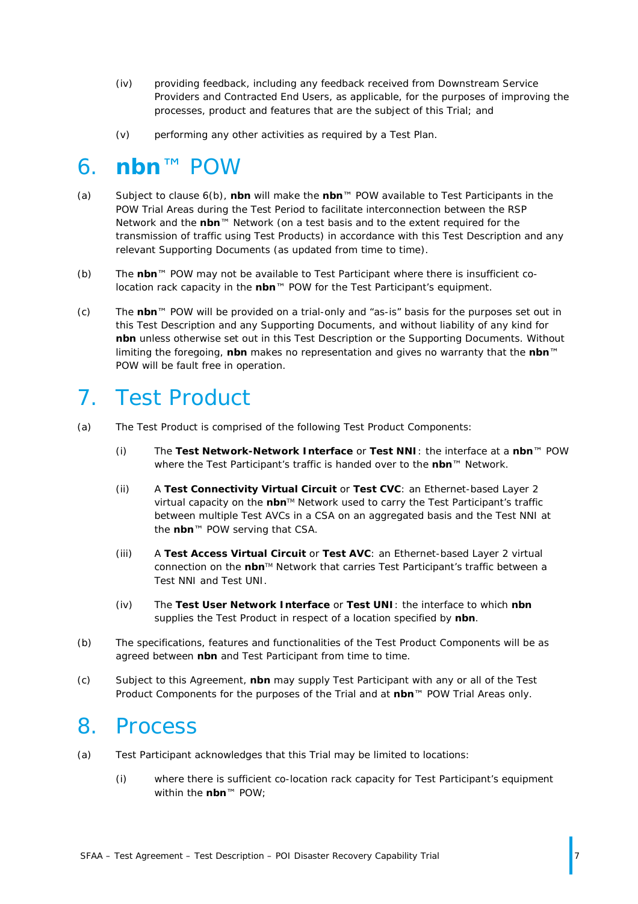(iv) providing feedback, including any feedback received from Downstream Service Providers and Contracted End Users, as applicable, for the purposes of improving the processes, product and features that are the subject of this Trial; and

(v) performing any other activities as required by a Test Plan.

# 6. **nbn**™ POW

(a) Subject to clause 6(b), **nbn** will make the **nbn**™ POW available to Test Participants in the POW Trial Areas during the Test Period to facilitate interconnection between the RSP Network and the **nbn**™ Network (on a test basis and to the extent required for the transmission of traffic using Test Products) in accordance with this Test Description and any relevant Supporting Documents (as updated from time to time).

(b) The **nbn**™ POW may not be available to Test Participant where there is insufficient co-location rack capacity in the **nbn**™ POW for the Test Participant's equipment.

(c) The **nbn**™ POW will be provided on a trial-only and "as-is" basis for the purposes set out in this Test Description and any Supporting Documents, and without liability of any kind for **nbn** unless otherwise set out in this Test Description or the Supporting Documents. Without limiting the foregoing, **nbn** makes no representation and gives no warranty that the **nbn**™ POW will be fault free in operation.

# 7. Test Product

(a) The Test Product is comprised of the following Test Product Components:

(i) The **Test Network-Network Interface** or **Test NNI**: the interface at a **nbn**™ POW where the Test Participant's traffic is handed over to the **nbn**™ Network.

(ii) A **Test Connectivity Virtual Circuit** or **Test CVC**: an Ethernet-based Layer 2 virtual capacity on the **nbn**™ Network used to carry the Test Participant's traffic between multiple Test AVCs in a CSA on an aggregated basis and the Test NNI at the **nbn**™ POW serving that CSA.

(iii) A **Test Access Virtual Circuit** or **Test AVC**: an Ethernet-based Layer 2 virtual connection on the **nbn**™ Network that carries Test Participant's traffic between a Test NNI and Test UNI.

(iv) The **Test User Network Interface** or **Test UNI**: the interface to which **nbn** supplies the Test Product in respect of a location specified by **nbn**.

(b) The specifications, features and functionalities of the Test Product Components will be as agreed between **nbn** and Test Participant from time to time.

(c) Subject to this Agreement, **nbn** may supply Test Participant with any or all of the Test Product Components for the purposes of the Trial and at **nbn**™ POW Trial Areas only.

# 8. Process

(a) Test Participant acknowledges that this Trial may be limited to locations:

(i) where there is sufficient co-location rack capacity for Test Participant's equipment within the **nbn**™ POW;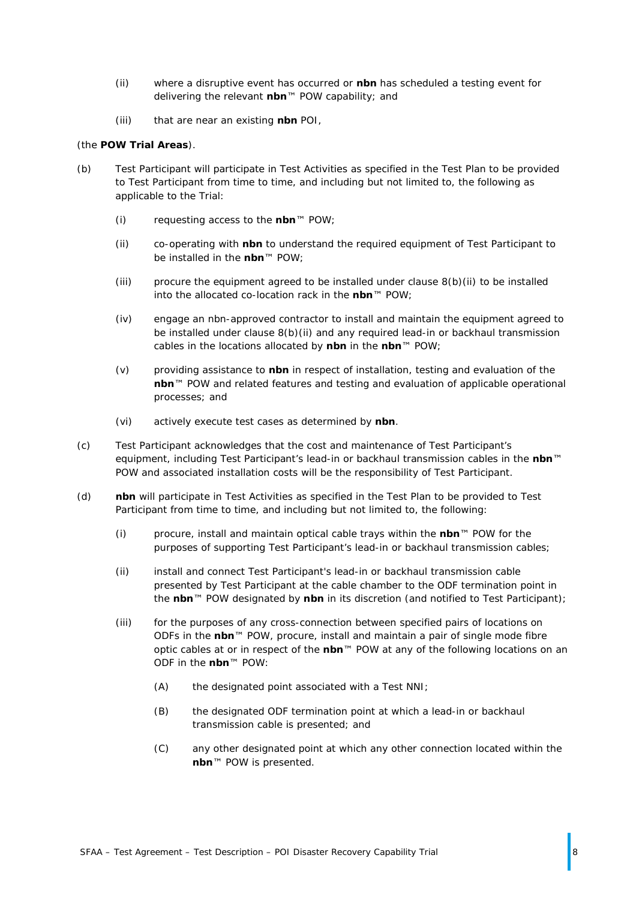(ii) where a disruptive event has occurred or **nbn** has scheduled a testing event for delivering the relevant **nbn**™ POW capability; and

(iii) that are near an existing **nbn** POI,

(the **POW Trial Areas**).

(b) Test Participant will participate in Test Activities as specified in the Test Plan to be provided to Test Participant from time to time, and including but not limited to, the following as applicable to the Trial:

(i) requesting access to the **nbn**™ POW;

(ii) co-operating with **nbn** to understand the required equipment of Test Participant to be installed in the **nbn**™ POW;

(iii) procure the equipment agreed to be installed under clause 8(b)(ii) to be installed into the allocated co-location rack in the **nbn**™ POW;

(iv) engage an nbn-approved contractor to install and maintain the equipment agreed to be installed under clause 8(b)(ii) and any required lead-in or backhaul transmission cables in the locations allocated by **nbn** in the **nbn**™ POW;

(v) providing assistance to **nbn** in respect of installation, testing and evaluation of the **nbn**™ POW and related features and testing and evaluation of applicable operational processes; and

(vi) actively execute test cases as determined by **nbn**.

(c) Test Participant acknowledges that the cost and maintenance of Test Participant's equipment, including Test Participant's lead-in or backhaul transmission cables in the **nbn**™ POW and associated installation costs will be the responsibility of Test Participant.

(d) **nbn** will participate in Test Activities as specified in the Test Plan to be provided to Test Participant from time to time, and including but not limited to, the following:

(i) procure, install and maintain optical cable trays within the **nbn**™ POW for the purposes of supporting Test Participant's lead-in or backhaul transmission cables;

(ii) install and connect Test Participant's lead-in or backhaul transmission cable presented by Test Participant at the cable chamber to the ODF termination point in the **nbn**™ POW designated by **nbn** in its discretion (and notified to Test Participant);

(iii) for the purposes of any cross-connection between specified pairs of locations on ODFs in the **nbn**™ POW, procure, install and maintain a pair of single mode fibre optic cables at or in respect of the **nbn**™ POW at any of the following locations on an ODF in the **nbn**™ POW:

(A) the designated point associated with a Test NNI;

(B) the designated ODF termination point at which a lead-in or backhaul transmission cable is presented; and

(C) any other designated point at which any other connection located within the **nbn**™ POW is presented.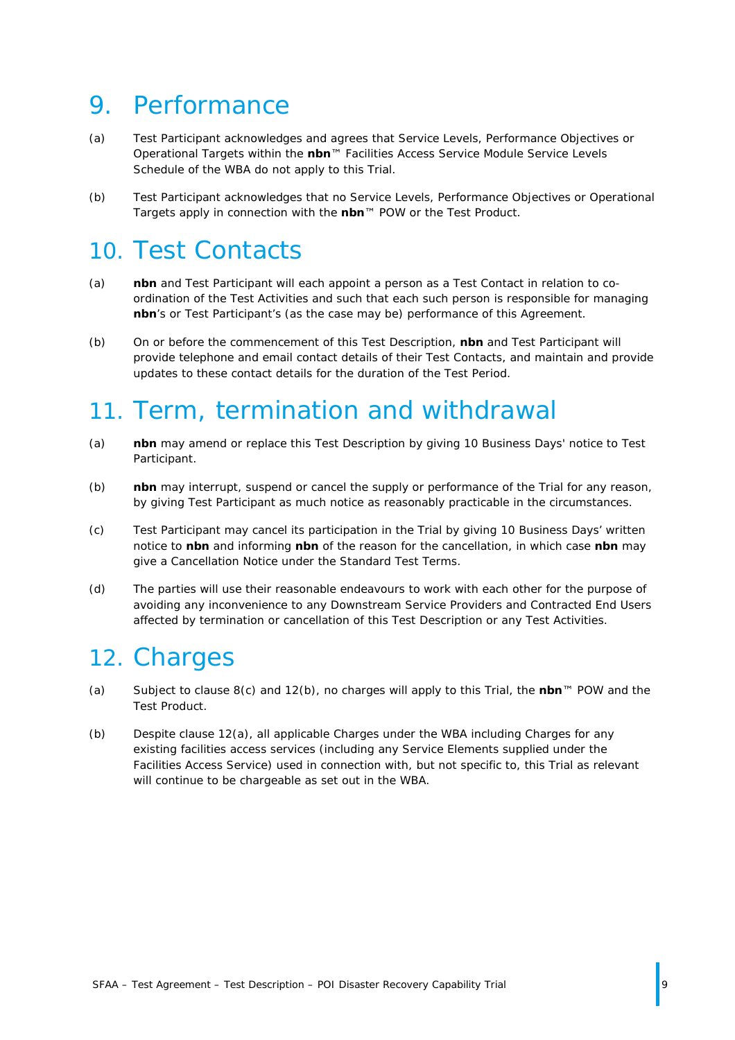# 9. Performance

(a) Test Participant acknowledges and agrees that Service Levels, Performance Objectives or Operational Targets within the **nbn**™ Facilities Access Service Module Service Levels Schedule of the WBA do not apply to this Trial.

(b) Test Participant acknowledges that no Service Levels, Performance Objectives or Operational Targets apply in connection with the **nbn**™ POW or the Test Product.

# 10. Test Contacts

(a) **nbn** and Test Participant will each appoint a person as a Test Contact in relation to co-ordination of the Test Activities and such that each such person is responsible for managing **nbn**'s or Test Participant's (as the case may be) performance of this Agreement.

(b) On or before the commencement of this Test Description, **nbn** and Test Participant will provide telephone and email contact details of their Test Contacts, and maintain and provide updates to these contact details for the duration of the Test Period.

# 11. Term, termination and withdrawal

(a) **nbn** may amend or replace this Test Description by giving 10 Business Days' notice to Test Participant.

(b) **nbn** may interrupt, suspend or cancel the supply or performance of the Trial for any reason, by giving Test Participant as much notice as reasonably practicable in the circumstances.

(c) Test Participant may cancel its participation in the Trial by giving 10 Business Days' written notice to **nbn** and informing **nbn** of the reason for the cancellation, in which case **nbn** may give a Cancellation Notice under the Standard Test Terms.

(d) The parties will use their reasonable endeavours to work with each other for the purpose of avoiding any inconvenience to any Downstream Service Providers and Contracted End Users affected by termination or cancellation of this Test Description or any Test Activities.

# 12. Charges

(a) Subject to clause 8(c) and 12(b), no charges will apply to this Trial, the **nbn**™ POW and the Test Product.

(b) Despite clause 12(a), all applicable Charges under the WBA including Charges for any existing facilities access services (including any Service Elements supplied under the Facilities Access Service) used in connection with, but not specific to, this Trial as relevant will continue to be chargeable as set out in the WBA.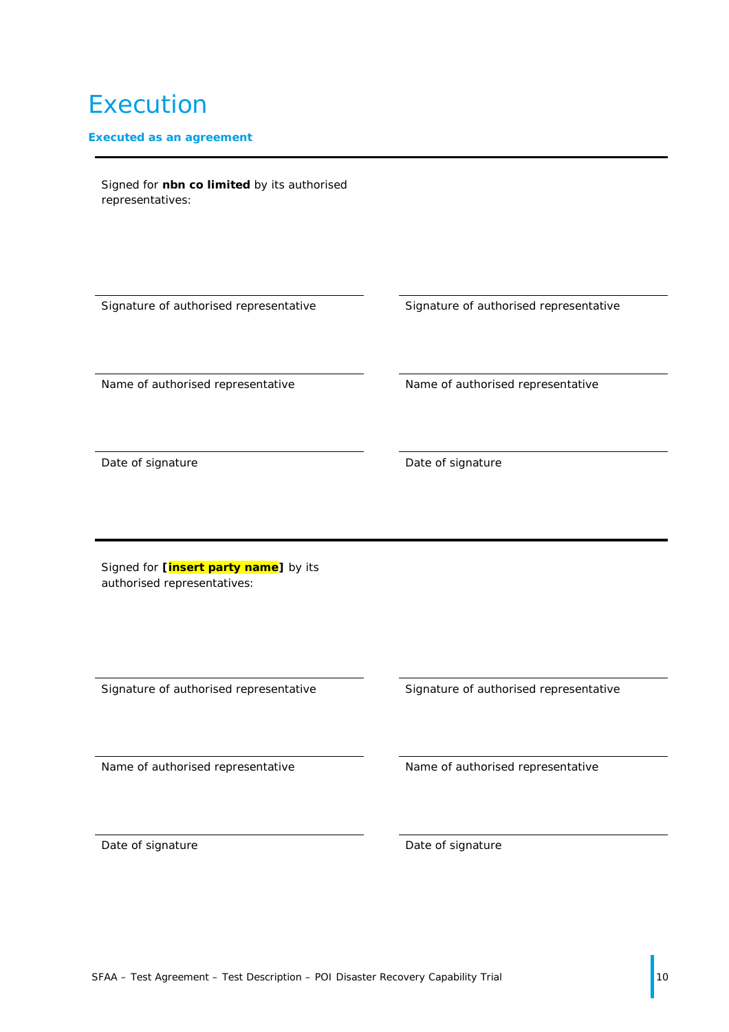# Execution

**Executed as an agreement**

Signed for **nbn co limited** by its authorised representatives:

| | |
|---|---|
| Signature of authorised representative | Signature of authorised representative |
| Name of authorised representative | Name of authorised representative |
| Date of signature | Date of signature |

Signed for **[insert party name]** by its authorised representatives:

| | |
|---|---|
| Signature of authorised representative | Signature of authorised representative |
| Name of authorised representative | Name of authorised representative |
| Date of signature | Date of signature |